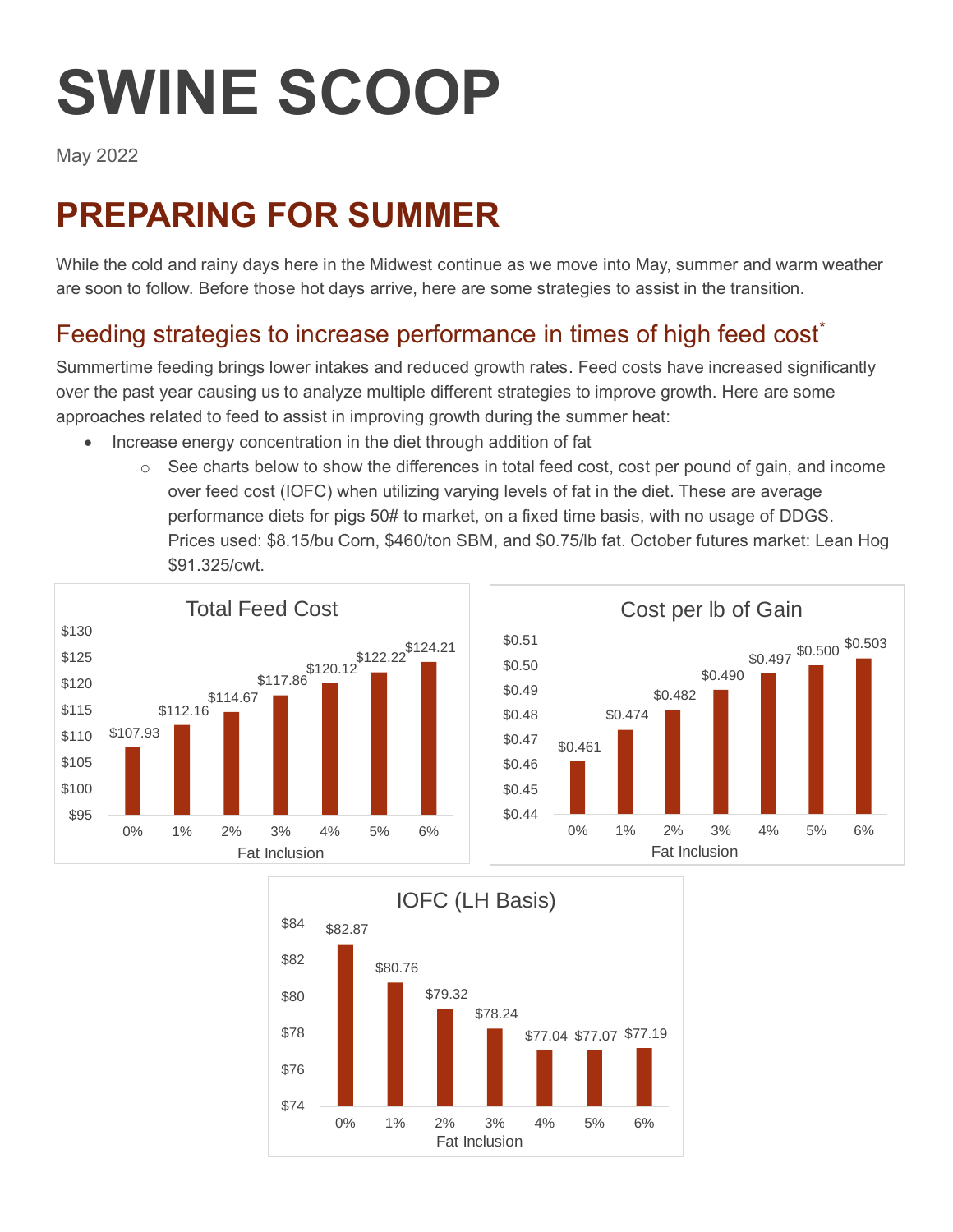# SWINE SCOOP

May 2022

## PREPARING FOR SUMMER

While the cold and rainy days here in the Midwest continue as we move into May, summer and warm weather are soon to follow. Before those hot days arrive, here are some strategies to assist in the transition.

### Feeding strategies to increase performance in times of high feed cost*

Summertime feeding brings lower intakes and reduced growth rates. Feed costs have increased significantly over the past year causing us to analyze multiple different strategies to improve growth. Here are some approaches related to feed to assist in improving growth during the summer heat:

- Increase energy concentration in the diet through addition of fat
    - See charts below to show the differences in total feed cost, cost per pound of gain, and income over feed cost (IOFC) when utilizing varying levels of fat in the diet. These are average performance diets for pigs 50# to market, on a fixed time basis, with no usage of DDGS. Prices used: $8.15/bu Corn, $460/ton SBM, and $0.75/lb fat. October futures market: Lean Hog $91.325/cwt.

**Total Feed Cost**

| Fat Inclusion | 0% | 1% | 2% | 3% | 4% | 5% | 6% |
|---|---|---|---|---|---|---|---|
| Total Feed Cost | $107.93 | $112.16 | $114.67 | $117.86 | $120.12 | $122.22 | $124.21 |

**Cost per lb of Gain**

| Fat Inclusion | 0% | 1% | 2% | 3% | 4% | 5% | 6% |
|---|---|---|---|---|---|---|---|
| Cost per lb of Gain | $0.461 | $0.474 | $0.482 | $0.490 | $0.497 | $0.500 | $0.503 |

**IOFC (LH Basis)**

| Fat Inclusion | 0% | 1% | 2% | 3% | 4% | 5% | 6% |
|---|---|---|---|---|---|---|---|
| IOFC (LH Basis) | $82.87 | $80.76 | $79.32 | $78.24 | $77.04 | $77.07 | $77.19 |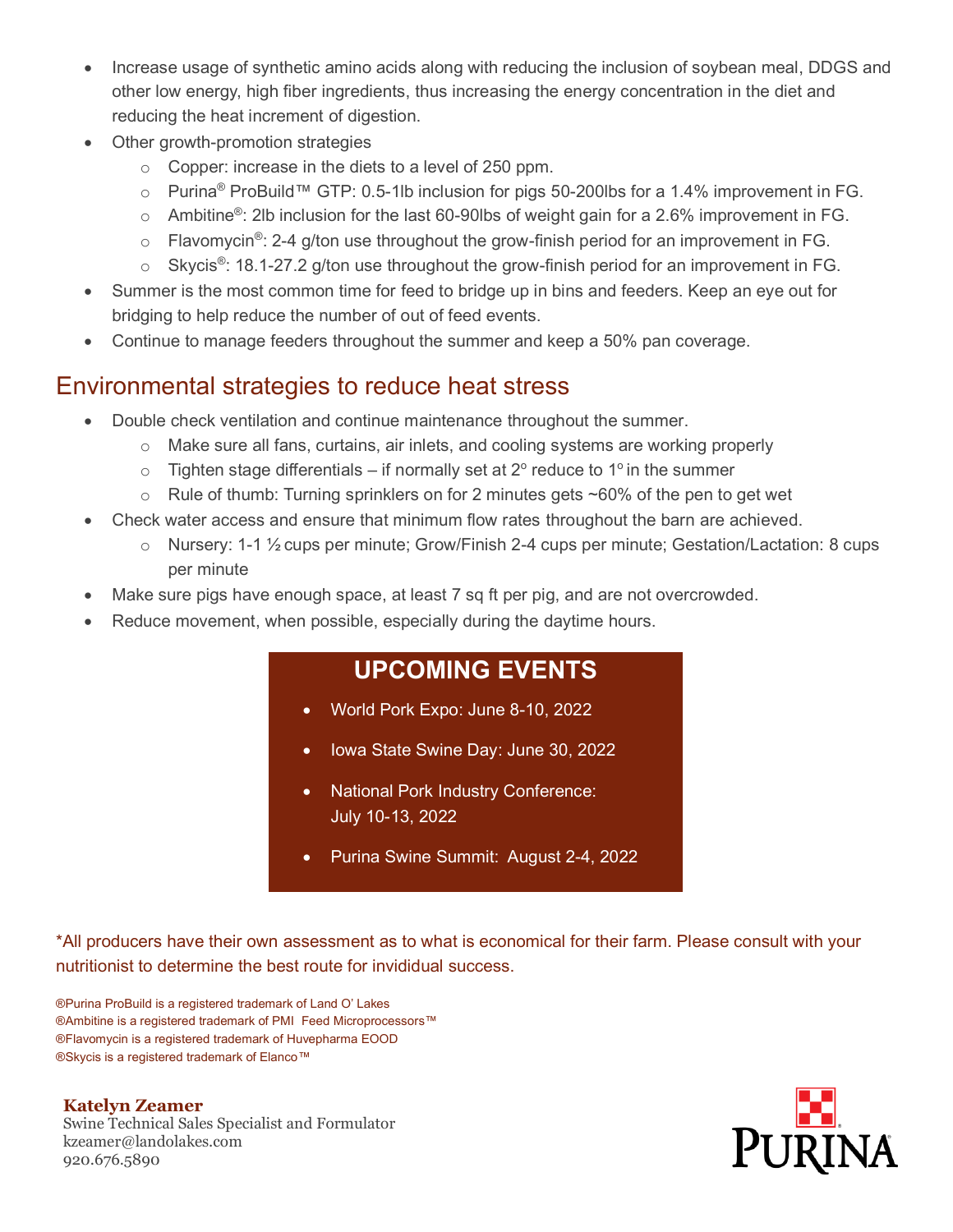- Increase usage of synthetic amino acids along with reducing the inclusion of soybean meal, DDGS and other low energy, high fiber ingredients, thus increasing the energy concentration in the diet and reducing the heat increment of digestion.
- Other growth-promotion strategies
  - Copper: increase in the diets to a level of 250 ppm.
  - Purina® ProBuild™ GTP: 0.5-1lb inclusion for pigs 50-200lbs for a 1.4% improvement in FG.
  - Ambitine®: 2lb inclusion for the last 60-90lbs of weight gain for a 2.6% improvement in FG.
  - Flavomycin®: 2-4 g/ton use throughout the grow-finish period for an improvement in FG.
  - Skycis®: 18.1-27.2 g/ton use throughout the grow-finish period for an improvement in FG.
- Summer is the most common time for feed to bridge up in bins and feeders. Keep an eye out for bridging to help reduce the number of out of feed events.
- Continue to manage feeders throughout the summer and keep a 50% pan coverage.

## Environmental strategies to reduce heat stress

- Double check ventilation and continue maintenance throughout the summer.
  - Make sure all fans, curtains, air inlets, and cooling systems are working properly
  - Tighten stage differentials – if normally set at 2° reduce to 1° in the summer
  - Rule of thumb: Turning sprinklers on for 2 minutes gets ~60% of the pen to get wet
- Check water access and ensure that minimum flow rates throughout the barn are achieved.
  - Nursery: 1-1 ½ cups per minute; Grow/Finish 2-4 cups per minute; Gestation/Lactation: 8 cups per minute
- Make sure pigs have enough space, at least 7 sq ft per pig, and are not overcrowded.
- Reduce movement, when possible, especially during the daytime hours.

## UPCOMING EVENTS

- World Pork Expo: June 8-10, 2022
- Iowa State Swine Day: June 30, 2022
- National Pork Industry Conference: July 10-13, 2022
- Purina Swine Summit: August 2-4, 2022

*All producers have their own assessment as to what is economical for their farm. Please consult with your nutritionist to determine the best route for invididual success.

®Purina ProBuild is a registered trademark of Land O' Lakes
®Ambitine is a registered trademark of PMI Feed Microprocessors™
®Flavomycin is a registered trademark of Huvepharma EOOD
®Skycis is a registered trademark of Elanco™

**Katelyn Zeamer**
Swine Technical Sales Specialist and Formulator
kzeamer@landolakes.com
920.676.5890

PURINA